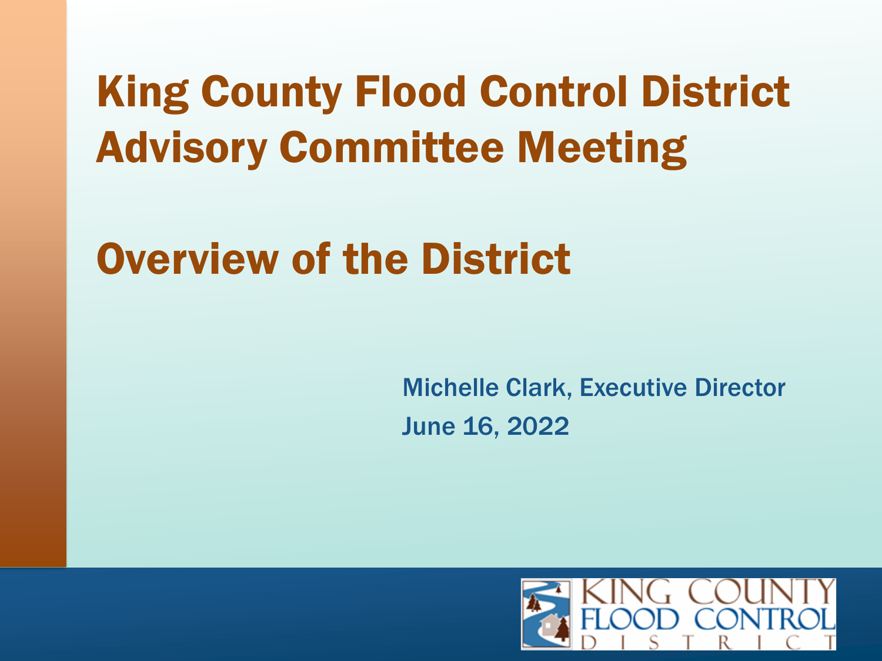# King County Flood Control District Advisory Committee Meeting

# Overview of the District

Michelle Clark, Executive Director

June 16, 2022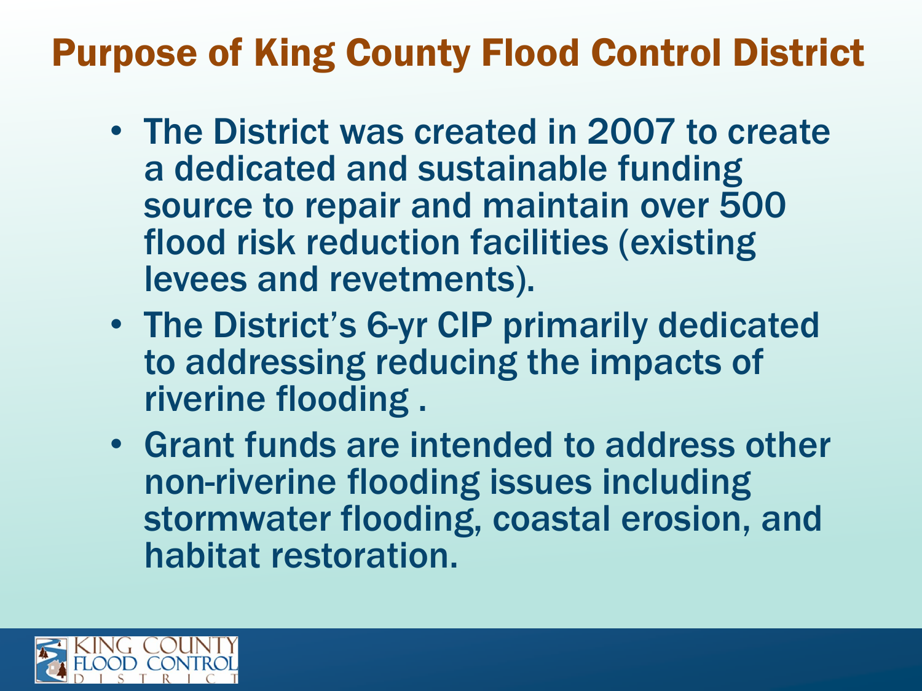# Purpose of King County Flood Control District

- The District was created in 2007 to create a dedicated and sustainable funding source to repair and maintain over 500 flood risk reduction facilities (existing levees and revetments).
- The District's 6-yr CIP primarily dedicated to addressing reducing the impacts of riverine flooding .
- Grant funds are intended to address other non-riverine flooding issues including stormwater flooding, coastal erosion, and habitat restoration.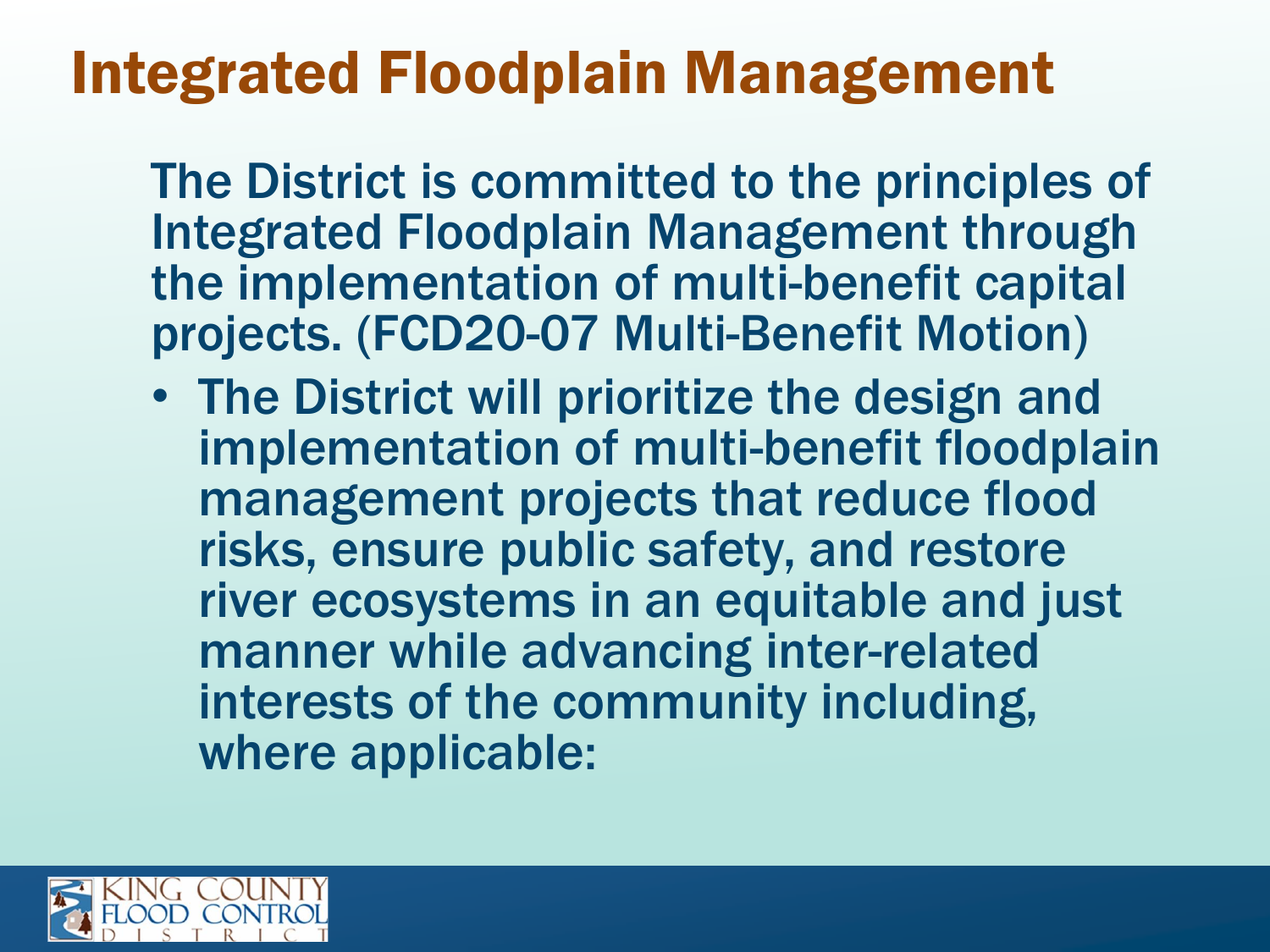# Integrated Floodplain Management

The District is committed to the principles of Integrated Floodplain Management through the implementation of multi-benefit capital projects. (FCD20-07 Multi-Benefit Motion)

- The District will prioritize the design and implementation of multi-benefit floodplain management projects that reduce flood risks, ensure public safety, and restore river ecosystems in an equitable and just manner while advancing inter-related interests of the community including, where applicable: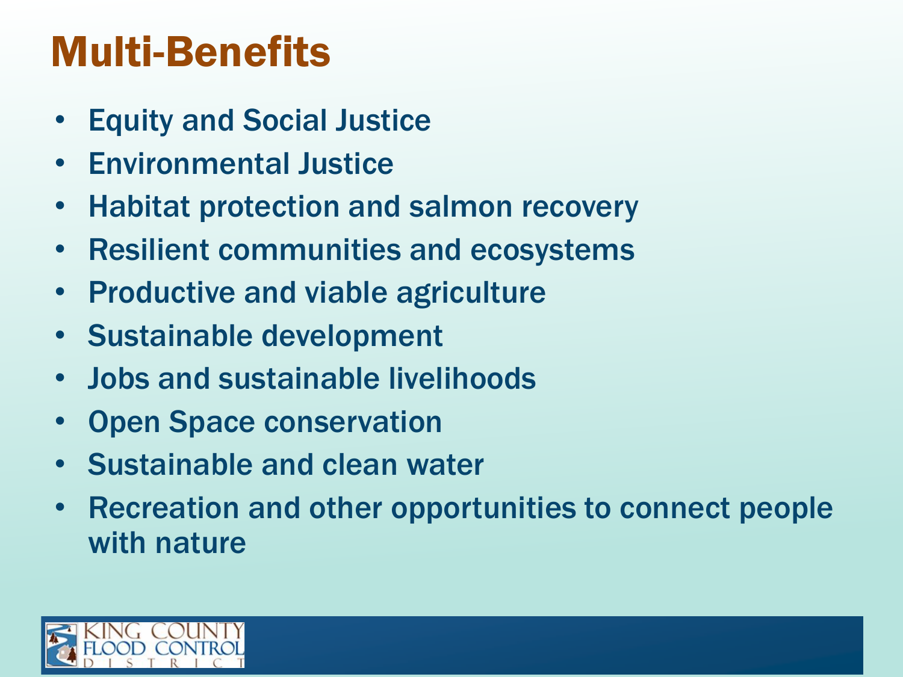# Multi-Benefits

- Equity and Social Justice
- Environmental Justice
- Habitat protection and salmon recovery
- Resilient communities and ecosystems
- Productive and viable agriculture
- Sustainable development
- Jobs and sustainable livelihoods
- Open Space conservation
- Sustainable and clean water
- Recreation and other opportunities to connect people with nature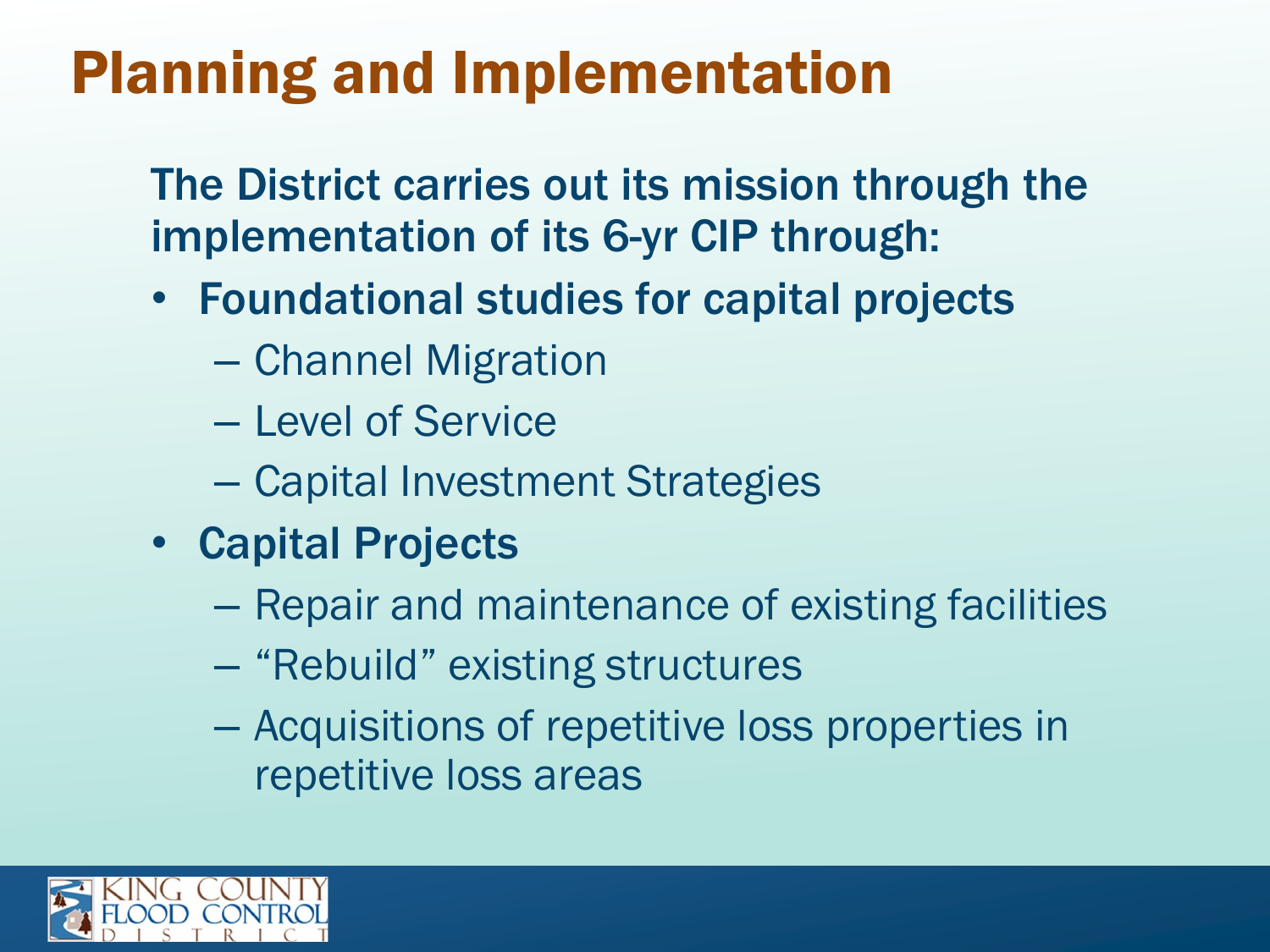# Planning and Implementation

The District carries out its mission through the implementation of its 6-yr CIP through:

- Foundational studies for capital projects
  - Channel Migration
  - Level of Service
  - Capital Investment Strategies
- Capital Projects
  - Repair and maintenance of existing facilities
  - "Rebuild" existing structures
  - Acquisitions of repetitive loss properties in repetitive loss areas